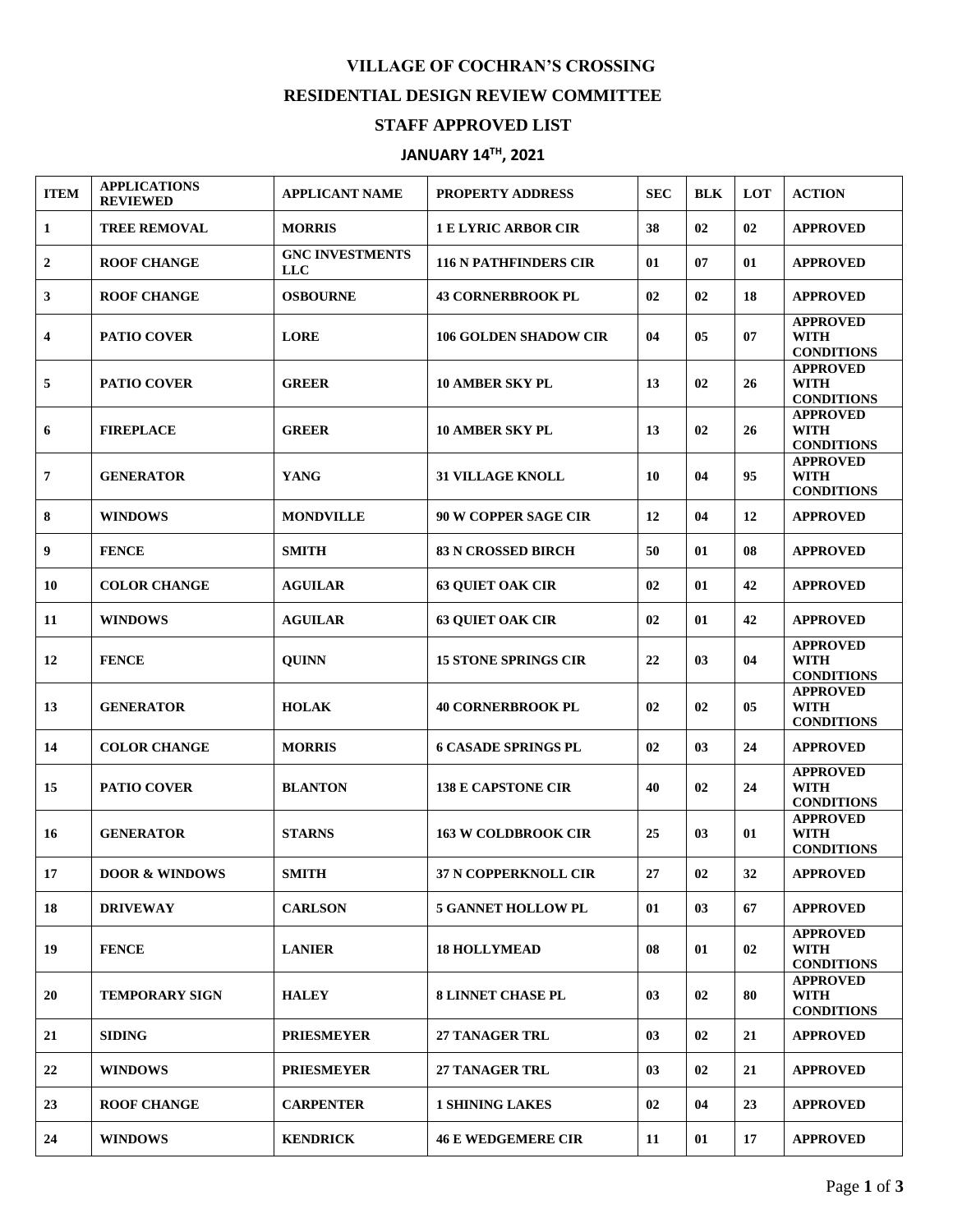# VILLAGE OF COCHRAN'S CROSSING

## RESIDENTIAL DESIGN REVIEW COMMITTEE

## STAFF APPROVED LIST

## JANUARY 14TH, 2021

| ITEM | APPLICATIONS REVIEWED | APPLICANT NAME | PROPERTY ADDRESS | SEC | BLK | LOT | ACTION |
|---|---|---|---|---|---|---|---|
| 1 | TREE REMOVAL | MORRIS | 1 E LYRIC ARBOR CIR | 38 | 02 | 02 | APPROVED |
| 2 | ROOF CHANGE | GNC INVESTMENTS LLC | 116 N PATHFINDERS CIR | 01 | 07 | 01 | APPROVED |
| 3 | ROOF CHANGE | OSBOURNE | 43 CORNERBROOK PL | 02 | 02 | 18 | APPROVED |
| 4 | PATIO COVER | LORE | 106 GOLDEN SHADOW CIR | 04 | 05 | 07 | APPROVED WITH CONDITIONS |
| 5 | PATIO COVER | GREER | 10 AMBER SKY PL | 13 | 02 | 26 | APPROVED WITH CONDITIONS |
| 6 | FIREPLACE | GREER | 10 AMBER SKY PL | 13 | 02 | 26 | APPROVED WITH CONDITIONS |
| 7 | GENERATOR | YANG | 31 VILLAGE KNOLL | 10 | 04 | 95 | APPROVED WITH CONDITIONS |
| 8 | WINDOWS | MONDVILLE | 90 W COPPER SAGE CIR | 12 | 04 | 12 | APPROVED |
| 9 | FENCE | SMITH | 83 N CROSSED BIRCH | 50 | 01 | 08 | APPROVED |
| 10 | COLOR CHANGE | AGUILAR | 63 QUIET OAK CIR | 02 | 01 | 42 | APPROVED |
| 11 | WINDOWS | AGUILAR | 63 QUIET OAK CIR | 02 | 01 | 42 | APPROVED |
| 12 | FENCE | QUINN | 15 STONE SPRINGS CIR | 22 | 03 | 04 | APPROVED WITH CONDITIONS |
| 13 | GENERATOR | HOLAK | 40 CORNERBROOK PL | 02 | 02 | 05 | APPROVED WITH CONDITIONS |
| 14 | COLOR CHANGE | MORRIS | 6 CASADE SPRINGS PL | 02 | 03 | 24 | APPROVED |
| 15 | PATIO COVER | BLANTON | 138 E CAPSTONE CIR | 40 | 02 | 24 | APPROVED WITH CONDITIONS |
| 16 | GENERATOR | STARNS | 163 W COLDBROOK CIR | 25 | 03 | 01 | APPROVED WITH CONDITIONS |
| 17 | DOOR & WINDOWS | SMITH | 37 N COPPERKNOLL CIR | 27 | 02 | 32 | APPROVED |
| 18 | DRIVEWAY | CARLSON | 5 GANNET HOLLOW PL | 01 | 03 | 67 | APPROVED |
| 19 | FENCE | LANIER | 18 HOLLYMEAD | 08 | 01 | 02 | APPROVED WITH CONDITIONS |
| 20 | TEMPORARY SIGN | HALEY | 8 LINNET CHASE PL | 03 | 02 | 80 | APPROVED WITH CONDITIONS |
| 21 | SIDING | PRIESMEYER | 27 TANAGER TRL | 03 | 02 | 21 | APPROVED |
| 22 | WINDOWS | PRIESMEYER | 27 TANAGER TRL | 03 | 02 | 21 | APPROVED |
| 23 | ROOF CHANGE | CARPENTER | 1 SHINING LAKES | 02 | 04 | 23 | APPROVED |
| 24 | WINDOWS | KENDRICK | 46 E WEDGEMERE CIR | 11 | 01 | 17 | APPROVED |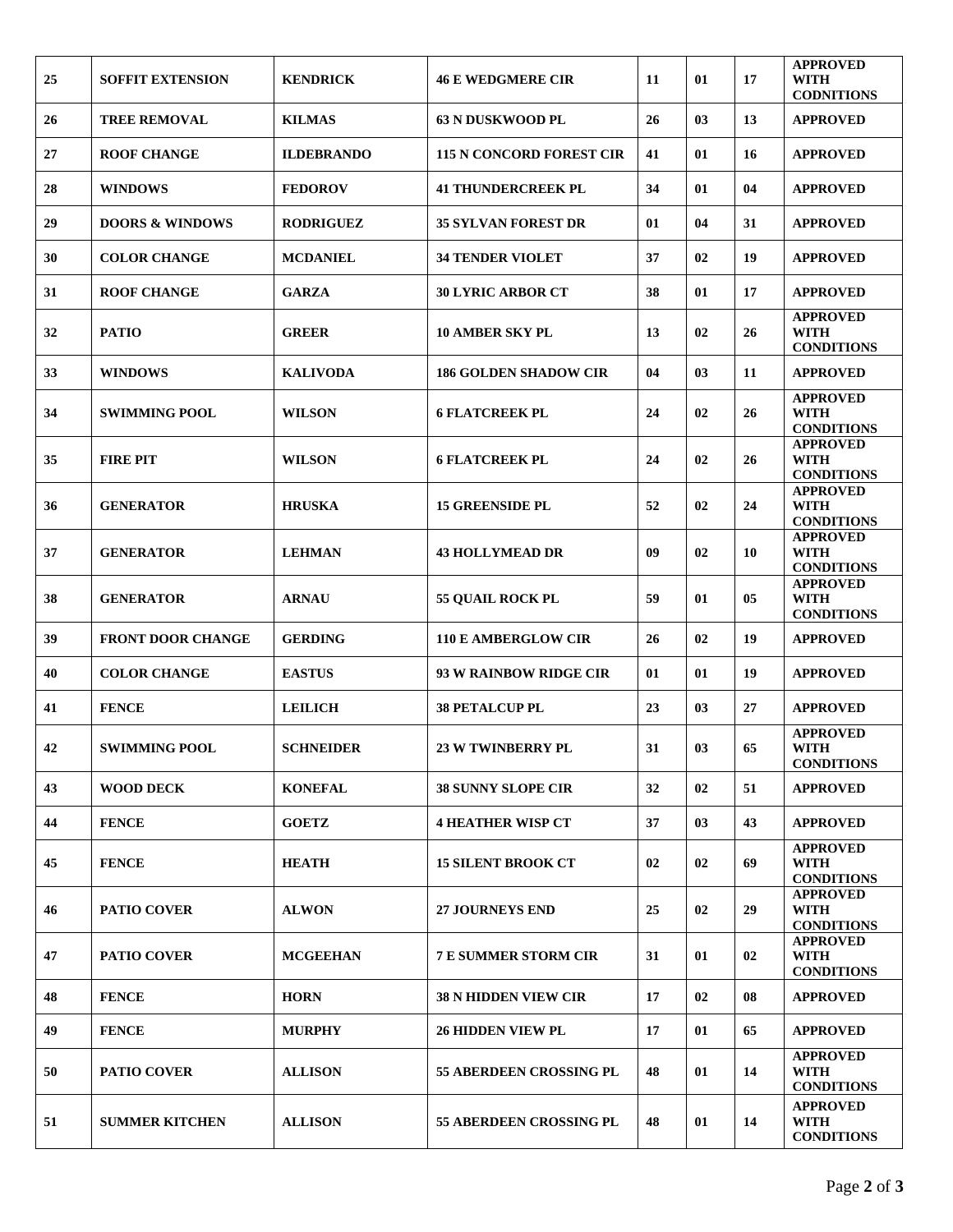| 25 | SOFFIT EXTENSION | KENDRICK | 46 E WEDGMERE CIR | 11 | 01 | 17 | APPROVED WITH CODNITIONS |
|---|---|---|---|---|---|---|---|
| 26 | TREE REMOVAL | KILMAS | 63 N DUSKWOOD PL | 26 | 03 | 13 | APPROVED |
| 27 | ROOF CHANGE | ILDEBRANDO | 115 N CONCORD FOREST CIR | 41 | 01 | 16 | APPROVED |
| 28 | WINDOWS | FEDOROV | 41 THUNDERCREEK PL | 34 | 01 | 04 | APPROVED |
| 29 | DOORS & WINDOWS | RODRIGUEZ | 35 SYLVAN FOREST DR | 01 | 04 | 31 | APPROVED |
| 30 | COLOR CHANGE | MCDANIEL | 34 TENDER VIOLET | 37 | 02 | 19 | APPROVED |
| 31 | ROOF CHANGE | GARZA | 30 LYRIC ARBOR CT | 38 | 01 | 17 | APPROVED |
| 32 | PATIO | GREER | 10 AMBER SKY PL | 13 | 02 | 26 | APPROVED WITH CONDITIONS |
| 33 | WINDOWS | KALIVODA | 186 GOLDEN SHADOW CIR | 04 | 03 | 11 | APPROVED |
| 34 | SWIMMING POOL | WILSON | 6 FLATCREEK PL | 24 | 02 | 26 | APPROVED WITH CONDITIONS |
| 35 | FIRE PIT | WILSON | 6 FLATCREEK PL | 24 | 02 | 26 | APPROVED WITH CONDITIONS |
| 36 | GENERATOR | HRUSKA | 15 GREENSIDE PL | 52 | 02 | 24 | APPROVED WITH CONDITIONS |
| 37 | GENERATOR | LEHMAN | 43 HOLLYMEAD DR | 09 | 02 | 10 | APPROVED WITH CONDITIONS |
| 38 | GENERATOR | ARNAU | 55 QUAIL ROCK PL | 59 | 01 | 05 | APPROVED WITH CONDITIONS |
| 39 | FRONT DOOR CHANGE | GERDING | 110 E AMBERGLOW CIR | 26 | 02 | 19 | APPROVED |
| 40 | COLOR CHANGE | EASTUS | 93 W RAINBOW RIDGE CIR | 01 | 01 | 19 | APPROVED |
| 41 | FENCE | LEILICH | 38 PETALCUP PL | 23 | 03 | 27 | APPROVED |
| 42 | SWIMMING POOL | SCHNEIDER | 23 W TWINBERRY PL | 31 | 03 | 65 | APPROVED WITH CONDITIONS |
| 43 | WOOD DECK | KONEFAL | 38 SUNNY SLOPE CIR | 32 | 02 | 51 | APPROVED |
| 44 | FENCE | GOETZ | 4 HEATHER WISP CT | 37 | 03 | 43 | APPROVED |
| 45 | FENCE | HEATH | 15 SILENT BROOK CT | 02 | 02 | 69 | APPROVED WITH CONDITIONS |
| 46 | PATIO COVER | ALWON | 27 JOURNEYS END | 25 | 02 | 29 | APPROVED WITH CONDITIONS |
| 47 | PATIO COVER | MCGEEHAN | 7 E SUMMER STORM CIR | 31 | 01 | 02 | APPROVED WITH CONDITIONS |
| 48 | FENCE | HORN | 38 N HIDDEN VIEW CIR | 17 | 02 | 08 | APPROVED |
| 49 | FENCE | MURPHY | 26 HIDDEN VIEW PL | 17 | 01 | 65 | APPROVED |
| 50 | PATIO COVER | ALLISON | 55 ABERDEEN CROSSING PL | 48 | 01 | 14 | APPROVED WITH CONDITIONS |
| 51 | SUMMER KITCHEN | ALLISON | 55 ABERDEEN CROSSING PL | 48 | 01 | 14 | APPROVED WITH CONDITIONS |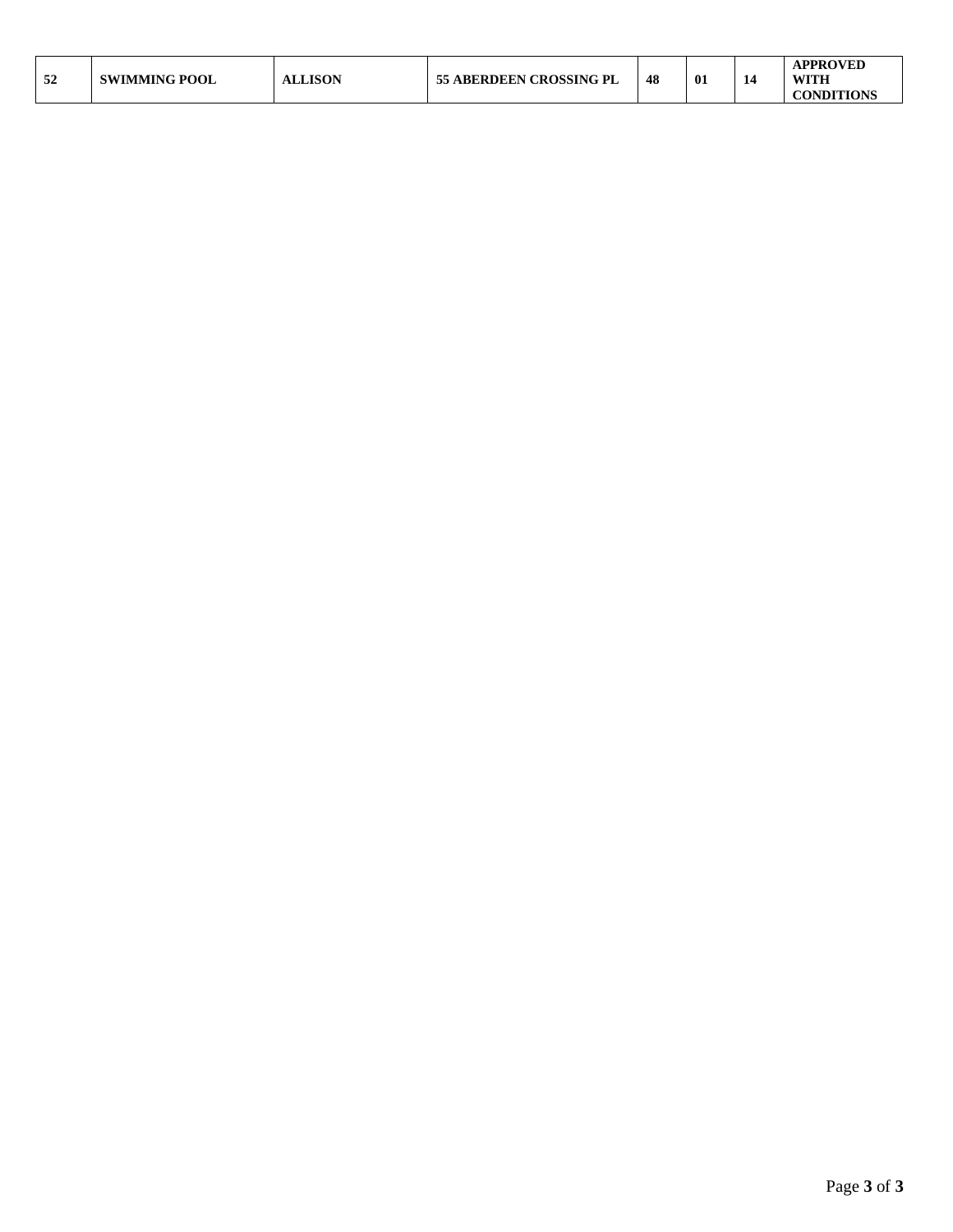| | | | | | | | |
|---|---|---|---|---|---|---|---|
| 52 | SWIMMING POOL | ALLISON | 55 ABERDEEN CROSSING PL | 48 | 01 | 14 | APPROVED WITH CONDITIONS |